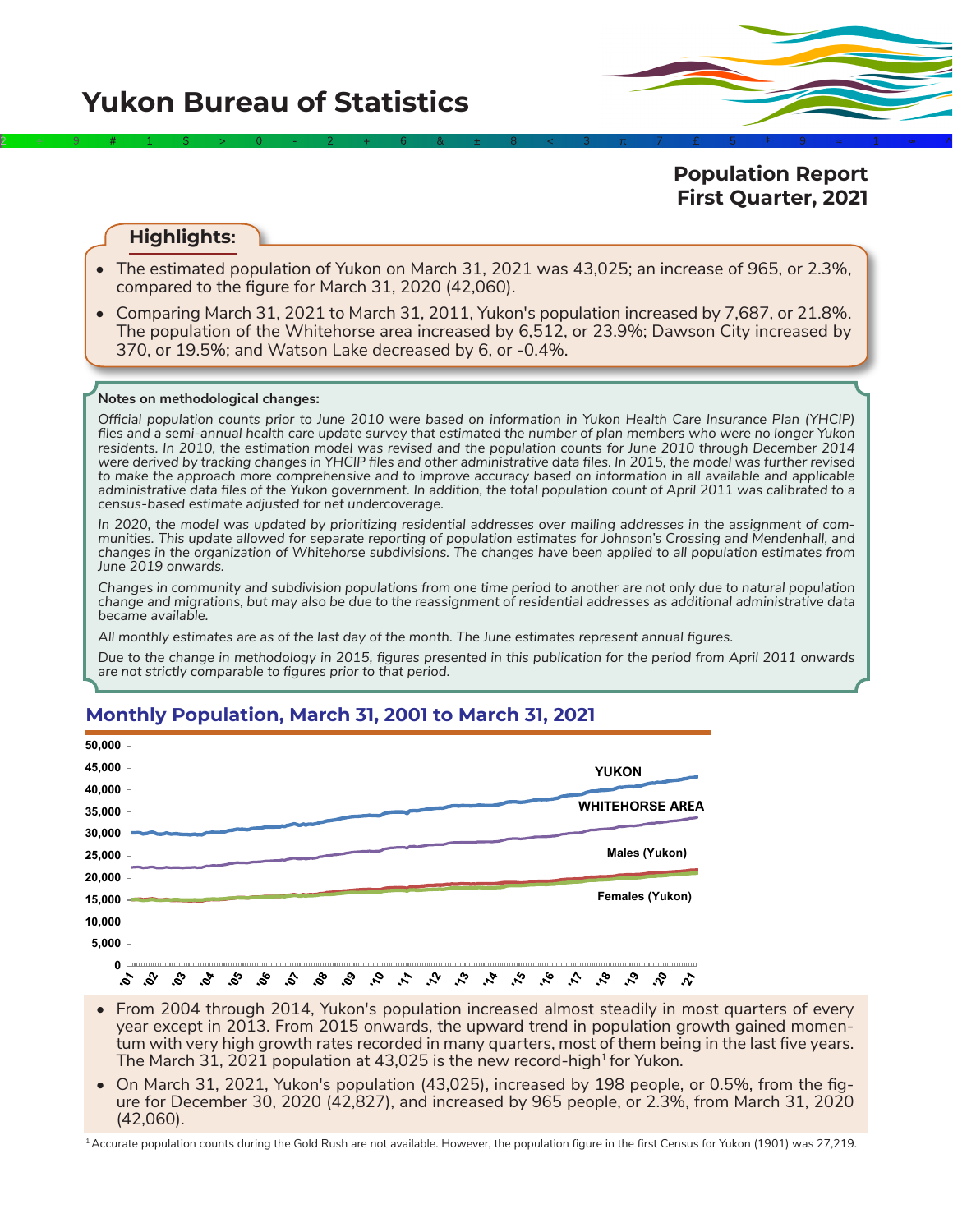# Yukon Bureau of Statistics

## Population Report First Quarter, 2021

### Highlights:

- The estimated population of Yukon on March 31, 2021 was 43,025; an increase of 965, or 2.3%, compared to the figure for March 31, 2020 (42,060).
- Comparing March 31, 2021 to March 31, 2011, Yukon's population increased by 7,687, or 21.8%. The population of the Whitehorse area increased by 6,512, or 23.9%; Dawson City increased by 370, or 19.5%; and Watson Lake decreased by 6, or -0.4%.

**Notes on methodological changes:**

*Official population counts prior to June 2010 were based on information in Yukon Health Care Insurance Plan (YHCIP) files and a semi-annual health care update survey that estimated the number of plan members who were no longer Yukon residents. In 2010, the estimation model was revised and the population counts for June 2010 through December 2014 were derived by tracking changes in YHCIP files and other administrative data files. In 2015, the model was further revised to make the approach more comprehensive and to improve accuracy based on information in all available and applicable administrative data files of the Yukon government. In addition, the total population count of April 2011 was calibrated to a census-based estimate adjusted for net undercoverage.*

*In 2020, the model was updated by prioritizing residential addresses over mailing addresses in the assignment of communities. This update allowed for separate reporting of population estimates for Johnson's Crossing and Mendenhall, and changes in the organization of Whitehorse subdivisions. The changes have been applied to all population estimates from June 2019 onwards.*

*Changes in community and subdivision populations from one time period to another are not only due to natural population change and migrations, but may also be due to the reassignment of residential addresses as additional administrative data became available.*

*All monthly estimates are as of the last day of the month. The June estimates represent annual figures.*

*Due to the change in methodology in 2015, figures presented in this publication for the period from April 2011 onwards are not strictly comparable to figures prior to that period.*

### Monthly Population, March 31, 2001 to March 31, 2021

- From 2004 through 2014, Yukon's population increased almost steadily in most quarters of every year except in 2013. From 2015 onwards, the upward trend in population growth gained momentum with very high growth rates recorded in many quarters, most of them being in the last five years. The March 31, 2021 population at 43,025 is the new record-high[1] for Yukon.
- On March 31, 2021, Yukon's population (43,025), increased by 198 people, or 0.5%, from the figure for December 30, 2020 (42,827), and increased by 965 people, or 2.3%, from March 31, 2020 (42,060).

[1] Accurate population counts during the Gold Rush are not available. However, the population figure in the first Census for Yukon (1901) was 27,219.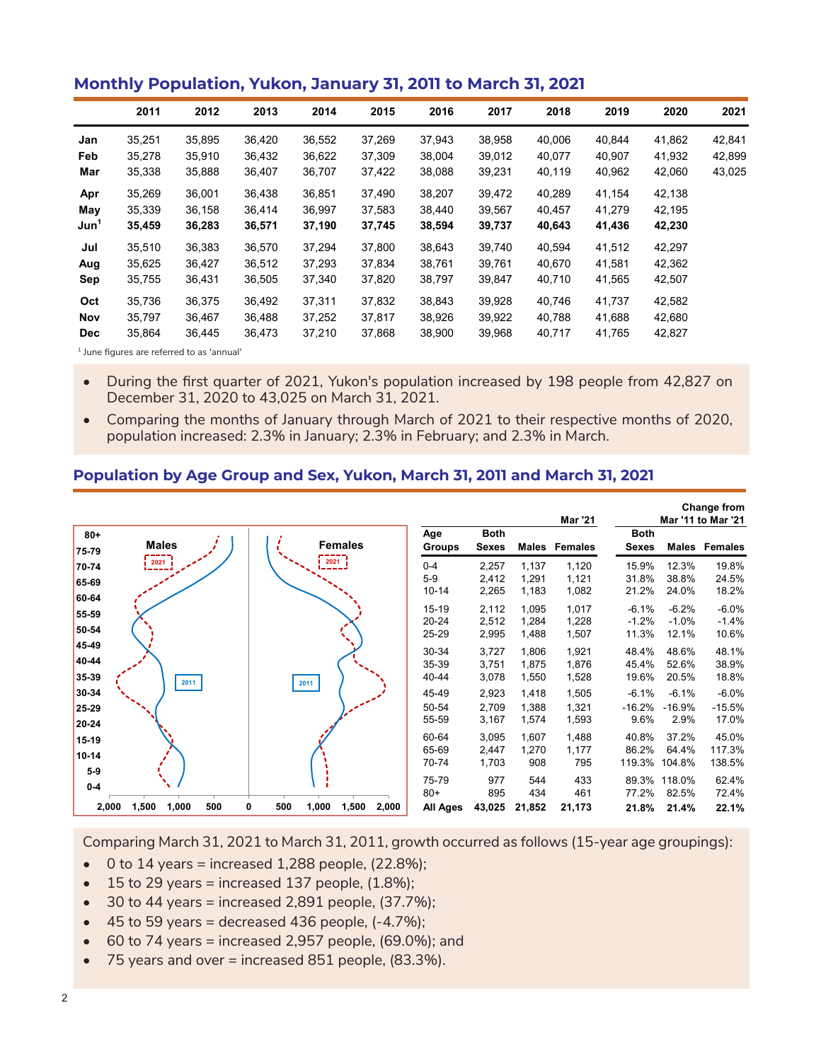## Monthly Population, Yukon, January 31, 2011 to March 31, 2021

| | 2011 | 2012 | 2013 | 2014 | 2015 | 2016 | 2017 | 2018 | 2019 | 2020 | 2021 |
|---|---|---|---|---|---|---|---|---|---|---|---|
| Jan | 35,251 | 35,895 | 36,420 | 36,552 | 37,269 | 37,943 | 38,958 | 40,006 | 40,844 | 41,862 | 42,841 |
| Feb | 35,278 | 35,910 | 36,432 | 36,622 | 37,309 | 38,004 | 39,012 | 40,077 | 40,907 | 41,932 | 42,899 |
| Mar | 35,338 | 35,888 | 36,407 | 36,707 | 37,422 | 38,088 | 39,231 | 40,119 | 40,962 | 42,060 | 43,025 |
| Apr | 35,269 | 36,001 | 36,438 | 36,851 | 37,490 | 38,207 | 39,472 | 40,289 | 41,154 | 42,138 | |
| May | 35,339 | 36,158 | 36,414 | 36,997 | 37,583 | 38,440 | 39,567 | 40,457 | 41,279 | 42,195 | |
| **Jun[1]** | **35,459** | **36,283** | **36,571** | **37,190** | **37,745** | **38,594** | **39,737** | **40,643** | **41,436** | **42,230** | |
| Jul | 35,510 | 36,383 | 36,570 | 37,294 | 37,800 | 38,643 | 39,740 | 40,594 | 41,512 | 42,297 | |
| Aug | 35,625 | 36,427 | 36,512 | 37,293 | 37,834 | 38,761 | 39,761 | 40,670 | 41,581 | 42,362 | |
| Sep | 35,755 | 36,431 | 36,505 | 37,340 | 37,820 | 38,797 | 39,847 | 40,710 | 41,565 | 42,507 | |
| Oct | 35,736 | 36,375 | 36,492 | 37,311 | 37,832 | 38,843 | 39,928 | 40,746 | 41,737 | 42,582 | |
| Nov | 35,797 | 36,467 | 36,488 | 37,252 | 37,817 | 38,926 | 39,922 | 40,788 | 41,688 | 42,680 | |
| Dec | 35,864 | 36,445 | 36,473 | 37,210 | 37,868 | 38,900 | 39,968 | 40,717 | 41,765 | 42,827 | |

[1] June figures are referred to as 'annual'

- During the first quarter of 2021, Yukon's population increased by 198 people from 42,827 on December 31, 2020 to 43,025 on March 31, 2021.
- Comparing the months of January through March of 2021 to their respective months of 2020, population increased: 2.3% in January; 2.3% in February; and 2.3% in March.

## Population by Age Group and Sex, Yukon, March 31, 2011 and March 31, 2021

| Age Groups | Mar '21 Both Sexes | Mar '21 Males | Mar '21 Females | Change from Mar '11 to Mar '21 Both Sexes | Change Males | Change Females |
|---|---|---|---|---|---|---|
| 0-4 | 2,257 | 1,137 | 1,120 | 15.9% | 12.3% | 19.8% |
| 5-9 | 2,412 | 1,291 | 1,121 | 31.8% | 38.8% | 24.5% |
| 10-14 | 2,265 | 1,183 | 1,082 | 21.2% | 24.0% | 18.2% |
| 15-19 | 2,112 | 1,095 | 1,017 | -6.1% | -6.2% | -6.0% |
| 20-24 | 2,512 | 1,284 | 1,228 | -1.2% | -1.0% | -1.4% |
| 25-29 | 2,995 | 1,488 | 1,507 | 11.3% | 12.1% | 10.6% |
| 30-34 | 3,727 | 1,806 | 1,921 | 48.4% | 48.6% | 48.1% |
| 35-39 | 3,751 | 1,875 | 1,876 | 45.4% | 52.6% | 38.9% |
| 40-44 | 3,078 | 1,550 | 1,528 | 19.6% | 20.5% | 18.8% |
| 45-49 | 2,923 | 1,418 | 1,505 | -6.1% | -6.1% | -6.0% |
| 50-54 | 2,709 | 1,388 | 1,321 | -16.2% | -16.9% | -15.5% |
| 55-59 | 3,167 | 1,574 | 1,593 | 9.6% | 2.9% | 17.0% |
| 60-64 | 3,095 | 1,607 | 1,488 | 40.8% | 37.2% | 45.0% |
| 65-69 | 2,447 | 1,270 | 1,177 | 86.2% | 64.4% | 117.3% |
| 70-74 | 1,703 | 908 | 795 | 119.3% | 104.8% | 138.5% |
| 75-79 | 977 | 544 | 433 | 89.3% | 118.0% | 62.4% |
| 80+ | 895 | 434 | 461 | 77.2% | 82.5% | 72.4% |
| **All Ages** | **43,025** | **21,852** | **21,173** | **21.8%** | **21.4%** | **22.1%** |

Comparing March 31, 2021 to March 31, 2011, growth occurred as follows (15-year age groupings):

- 0 to 14 years = increased 1,288 people, (22.8%);
- 15 to 29 years = increased 137 people, (1.8%);
- 30 to 44 years = increased 2,891 people, (37.7%);
- 45 to 59 years = decreased 436 people, (-4.7%);
- 60 to 74 years = increased 2,957 people, (69.0%); and
- 75 years and over = increased 851 people, (83.3%).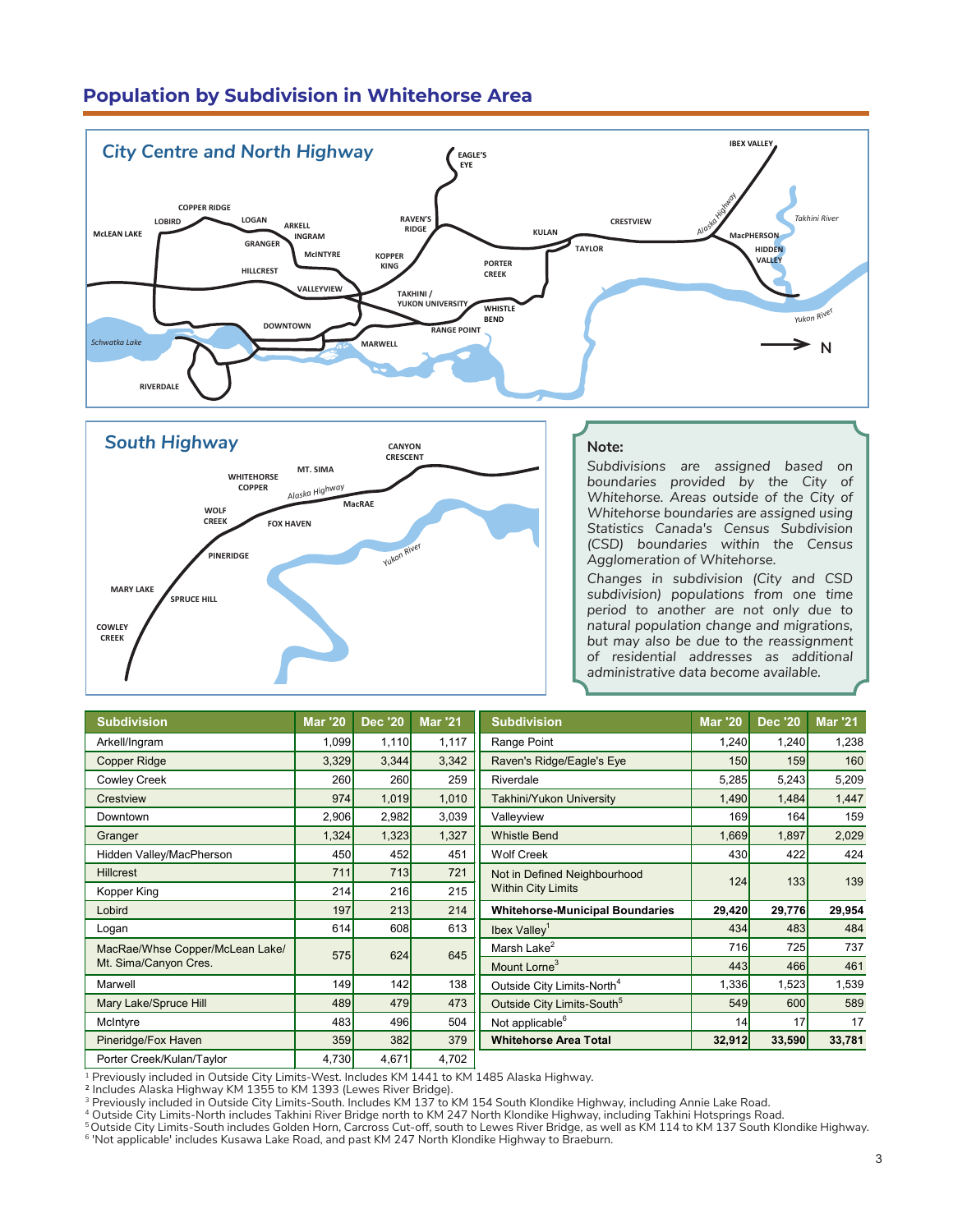## Population by Subdivision in Whitehorse Area

**Note:**

*Subdivisions are assigned based on boundaries provided by the City of Whitehorse. Areas outside of the City of Whitehorse boundaries are assigned using Statistics Canada's Census Subdivision (CSD) boundaries within the Census Agglomeration of Whitehorse.*

*Changes in subdivision (City and CSD subdivision) populations from one time period to another are not only due to natural population change and migrations, but may also be due to the reassignment of residential addresses as additional administrative data become available.*

| Subdivision | Mar '20 | Dec '20 | Mar '21 |
|---|---|---|---|
| Arkell/Ingram | 1,099 | 1,110 | 1,117 |
| Copper Ridge | 3,329 | 3,344 | 3,342 |
| Cowley Creek | 260 | 260 | 259 |
| Crestview | 974 | 1,019 | 1,010 |
| Downtown | 2,906 | 2,982 | 3,039 |
| Granger | 1,324 | 1,323 | 1,327 |
| Hidden Valley/MacPherson | 450 | 452 | 451 |
| Hillcrest | 711 | 713 | 721 |
| Kopper King | 214 | 216 | 215 |
| Lobird | 197 | 213 | 214 |
| Logan | 614 | 608 | 613 |
| MacRae/Whse Copper/McLean Lake/ Mt. Sima/Canyon Cres. | 575 | 624 | 645 |
| Marwell | 149 | 142 | 138 |
| Mary Lake/Spruce Hill | 489 | 479 | 473 |
| McIntyre | 483 | 496 | 504 |
| Pineridge/Fox Haven | 359 | 382 | 379 |
| Porter Creek/Kulan/Taylor | 4,730 | 4,671 | 4,702 |

| Subdivision | Mar '20 | Dec '20 | Mar '21 |
|---|---|---|---|
| Range Point | 1,240 | 1,240 | 1,238 |
| Raven's Ridge/Eagle's Eye | 150 | 159 | 160 |
| Riverdale | 5,285 | 5,243 | 5,209 |
| Takhini/Yukon University | 1,490 | 1,484 | 1,447 |
| Valleyview | 169 | 164 | 159 |
| Whistle Bend | 1,669 | 1,897 | 2,029 |
| Wolf Creek | 430 | 422 | 424 |
| Not in Defined Neighbourhood Within City Limits | 124 | 133 | 139 |
| **Whitehorse-Municipal Boundaries** | **29,420** | **29,776** | **29,954** |
| Ibex Valley[1] | 434 | 483 | 484 |
| Marsh Lake[2] | 716 | 725 | 737 |
| Mount Lorne[3] | 443 | 466 | 461 |
| Outside City Limits-North[4] | 1,336 | 1,523 | 1,539 |
| Outside City Limits-South[5] | 549 | 600 | 589 |
| Not applicable[6] | 14 | 17 | 17 |
| **Whitehorse Area Total** | **32,912** | **33,590** | **33,781** |

[1] Previously included in Outside City Limits-West. Includes KM 1441 to KM 1485 Alaska Highway.
[2] Includes Alaska Highway KM 1355 to KM 1393 (Lewes River Bridge).
[3] Previously included in Outside City Limits-South. Includes KM 137 to KM 154 South Klondike Highway, including Annie Lake Road.
[4] Outside City Limits-North includes Takhini River Bridge north to KM 247 North Klondike Highway, including Takhini Hotsprings Road.
[5] Outside City Limits-South includes Golden Horn, Carcross Cut-off, south to Lewes River Bridge, as well as KM 114 to KM 137 South Klondike Highway.
[6] 'Not applicable' includes Kusawa Lake Road, and past KM 247 North Klondike Highway to Braeburn.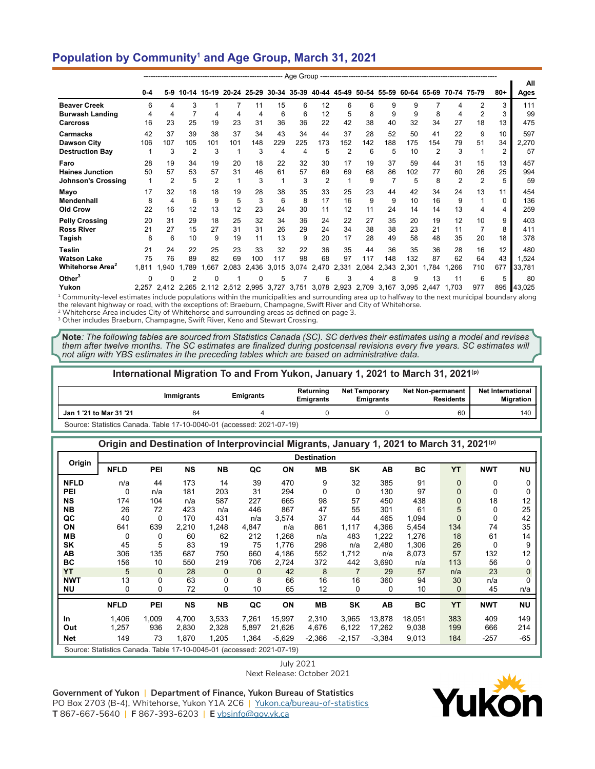## Population by Community[1] and Age Group, March 31, 2021

| | 0-4 | 5-9 | 10-14 | 15-19 | 20-24 | 25-29 | 30-34 | 35-39 | 40-44 | 45-49 | 50-54 | 55-59 | 60-64 | 65-69 | 70-74 | 75-79 | 80+ | All Ages |
|---|---|---|---|---|---|---|---|---|---|---|---|---|---|---|---|---|---|---|
| **Beaver Creek** | 6 | 4 | 3 | 1 | 7 | 11 | 15 | 6 | 12 | 6 | 6 | 9 | 9 | 7 | 4 | 2 | 3 | 111 |
| **Burwash Landing** | 4 | 4 | 7 | 4 | 4 | 4 | 6 | 6 | 12 | 5 | 8 | 9 | 9 | 8 | 4 | 2 | 3 | 99 |
| **Carcross** | 16 | 23 | 25 | 19 | 23 | 31 | 36 | 36 | 22 | 42 | 38 | 40 | 32 | 34 | 27 | 18 | 13 | 475 |
| **Carmacks** | 42 | 37 | 39 | 38 | 37 | 34 | 43 | 34 | 44 | 37 | 28 | 52 | 50 | 41 | 22 | 9 | 10 | 597 |
| **Dawson City** | 106 | 107 | 105 | 101 | 101 | 148 | 229 | 225 | 173 | 152 | 142 | 188 | 175 | 154 | 79 | 51 | 34 | 2,270 |
| **Destruction Bay** | 1 | 3 | 2 | 3 | 1 | 3 | 4 | 4 | 5 | 2 | 6 | 5 | 10 | 2 | 3 | 1 | 2 | 57 |
| **Faro** | 28 | 19 | 34 | 19 | 20 | 18 | 22 | 32 | 30 | 17 | 19 | 37 | 59 | 44 | 31 | 15 | 13 | 457 |
| **Haines Junction** | 50 | 57 | 53 | 57 | 31 | 46 | 61 | 57 | 69 | 69 | 68 | 86 | 102 | 77 | 60 | 26 | 25 | 994 |
| **Johnson's Crossing** | 1 | 2 | 5 | 2 | 1 | 3 | 1 | 3 | 2 | 1 | 9 | 7 | 5 | 8 | 2 | 2 | 5 | 59 |
| **Mayo** | 17 | 32 | 18 | 18 | 19 | 28 | 38 | 35 | 33 | 25 | 23 | 44 | 42 | 34 | 24 | 13 | 11 | 454 |
| **Mendenhall** | 8 | 4 | 6 | 9 | 5 | 3 | 6 | 8 | 17 | 16 | 9 | 9 | 10 | 16 | 9 | 1 | 0 | 136 |
| **Old Crow** | 22 | 16 | 12 | 13 | 12 | 23 | 24 | 30 | 11 | 12 | 11 | 24 | 14 | 14 | 13 | 4 | 4 | 259 |
| **Pelly Crossing** | 20 | 31 | 29 | 18 | 25 | 32 | 34 | 36 | 24 | 22 | 27 | 35 | 20 | 19 | 12 | 10 | 9 | 403 |
| **Ross River** | 21 | 27 | 15 | 27 | 31 | 31 | 26 | 29 | 24 | 34 | 38 | 38 | 23 | 21 | 11 | 7 | 8 | 411 |
| **Tagish** | 8 | 6 | 10 | 9 | 19 | 11 | 13 | 9 | 20 | 17 | 28 | 49 | 58 | 48 | 35 | 20 | 18 | 378 |
| **Teslin** | 21 | 24 | 22 | 25 | 23 | 33 | 23 | 22 | 36 | 35 | 44 | 36 | 35 | 36 | 28 | 16 | 12 | 480 |
| **Watson Lake** | 75 | 76 | 89 | 82 | 69 | 100 | 117 | 98 | 68 | 97 | 117 | 148 | 132 | 87 | 62 | 64 | 43 | 1,524 |
| **Whitehorse Area[2]** | 1,811 | 1,940 | 1,789 | 1,667 | 2,083 | 2,436 | 3,015 | 3,074 | 2,470 | 2,331 | 2,084 | 2,343 | 2,301 | 1,784 | 1,266 | 710 | 677 | 33,781 |
| **Other[3]** | 0 | 0 | 2 | 0 | 1 | 0 | 5 | 7 | 6 | 3 | 4 | 8 | 9 | 13 | 11 | 6 | 5 | 80 |
| **Yukon** | 2,257 | 2,412 | 2,265 | 2,112 | 2,512 | 2,995 | 3,727 | 3,751 | 3,078 | 2,923 | 2,709 | 3,167 | 3,095 | 2,447 | 1,703 | 977 | 895 | 43,025 |

[1] Community-level estimates include populations within the municipalities and surrounding area up to halfway to the next municipal boundary along the relevant highway or road, with the exceptions of: Braeburn, Champagne, Swift River and City of Whitehorse.
[2] Whitehorse Area includes City of Whitehorse and surrounding areas as defined on page 3.
[3] Other includes Braeburn, Champagne, Swift River, Keno and Stewart Crossing.

**Note**: *The following tables are sourced from Statistics Canada (SC). SC derives their estimates using a model and revises them after twelve months. The SC estimates are finalized during postcensal revisions every five years. SC estimates will not align with YBS estimates in the preceding tables which are based on administrative data.*

### International Migration To and From Yukon, January 1, 2021 to March 31, 2021(p)

| | Immigrants | Emigrants | Returning Emigrants | Net Temporary Emigrants | Net Non-permanent Residents | Net International Migration |
|---|---|---|---|---|---|---|
| **Jan 1 '21 to Mar 31 '21** | 84 | 4 | 0 | 0 | 60 | 140 |

Source: Statistics Canada. Table 17-10-0040-01 (accessed: 2021-07-19)

### Origin and Destination of Interprovincial Migrants, January 1, 2021 to March 31, 2021(p)

| Origin | Destination | | | | | | | | | | | | |
|---|---|---|---|---|---|---|---|---|---|---|---|---|---|
| | **NFLD** | **PEI** | **NS** | **NB** | **QC** | **ON** | **MB** | **SK** | **AB** | **BC** | **YT** | **NWT** | **NU** |
| **NFLD** | n/a | 44 | 173 | 14 | 39 | 470 | 9 | 32 | 385 | 91 | 0 | 0 | 0 |
| **PEI** | 0 | n/a | 181 | 203 | 31 | 294 | 0 | 0 | 130 | 97 | 0 | 0 | 0 |
| **NS** | 174 | 104 | n/a | 587 | 227 | 665 | 98 | 57 | 450 | 438 | 0 | 18 | 12 |
| **NB** | 26 | 72 | 423 | n/a | 446 | 867 | 47 | 55 | 301 | 61 | 5 | 0 | 25 |
| **QC** | 40 | 0 | 170 | 431 | n/a | 3,574 | 37 | 44 | 465 | 1,094 | 0 | 0 | 42 |
| **ON** | 641 | 639 | 2,210 | 1,248 | 4,847 | n/a | 861 | 1,117 | 4,366 | 5,454 | 134 | 74 | 35 |
| **MB** | 0 | 0 | 60 | 62 | 212 | 1,268 | n/a | 483 | 1,222 | 1,276 | 18 | 61 | 14 |
| **SK** | 45 | 5 | 83 | 19 | 75 | 1,776 | 298 | n/a | 2,480 | 1,306 | 26 | 0 | 9 |
| **AB** | 306 | 135 | 687 | 750 | 660 | 4,186 | 552 | 1,712 | n/a | 8,073 | 57 | 132 | 12 |
| **BC** | 156 | 10 | 550 | 219 | 706 | 2,724 | 372 | 442 | 3,690 | n/a | 113 | 56 | 0 |
| **YT** | 5 | 0 | 28 | 0 | 0 | 42 | 8 | 7 | 29 | 57 | n/a | 23 | 0 |
| **NWT** | 13 | 0 | 63 | 0 | 8 | 66 | 16 | 16 | 360 | 94 | 30 | n/a | 0 |
| **NU** | 0 | 0 | 72 | 0 | 10 | 65 | 12 | 0 | 0 | 10 | 0 | 45 | n/a |
| | **NFLD** | **PEI** | **NS** | **NB** | **QC** | **ON** | **MB** | **SK** | **AB** | **BC** | **YT** | **NWT** | **NU** |
| **In** | 1,406 | 1,009 | 4,700 | 3,533 | 7,261 | 15,997 | 2,310 | 3,965 | 13,878 | 18,051 | 383 | 409 | 149 |
| **Out** | 1,257 | 936 | 2,830 | 2,328 | 5,897 | 21,626 | 4,676 | 6,122 | 17,262 | 9,038 | 199 | 666 | 214 |
| **Net** | 149 | 73 | 1,870 | 1,205 | 1,364 | -5,629 | -2,366 | -2,157 | -3,384 | 9,013 | 184 | -257 | -65 |

Source: Statistics Canada. Table 17-10-0045-01 (accessed: 2021-07-19)

July 2021
Next Release: October 2021

**Government of Yukon** | **Department of Finance, Yukon Bureau of Statistics**
PO Box 2703 (B-4), Whitehorse, Yukon Y1A 2C6 | Yukon.ca/bureau-of-statistics
**T** 867-667-5640 | **F** 867-393-6203 | **E** ybsinfo@gov.yk.ca

Yukon